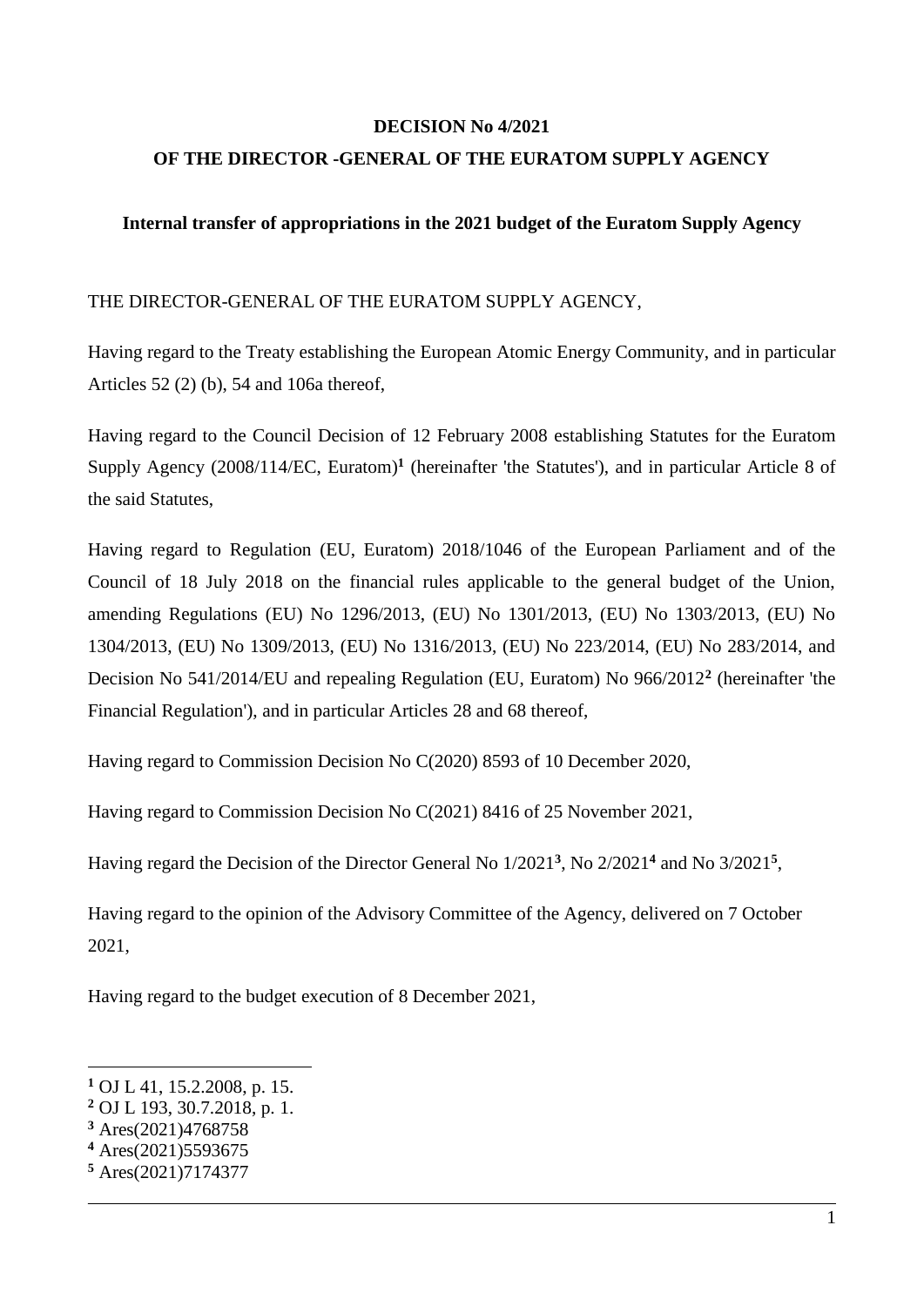**DECISION No 4/2021**

**OF THE DIRECTOR -GENERAL OF THE EURATOM SUPPLY AGENCY**

**Internal transfer of appropriations in the 2021 budget of the Euratom Supply Agency**

THE DIRECTOR-GENERAL OF THE EURATOM SUPPLY AGENCY,

Having regard to the Treaty establishing the European Atomic Energy Community, and in particular Articles 52 (2) (b), 54 and 106a thereof,

Having regard to the Council Decision of 12 February 2008 establishing Statutes for the Euratom Supply Agency (2008/114/EC, Euratom)[1] (hereinafter 'the Statutes'), and in particular Article 8 of the said Statutes,

Having regard to Regulation (EU, Euratom) 2018/1046 of the European Parliament and of the Council of 18 July 2018 on the financial rules applicable to the general budget of the Union, amending Regulations (EU) No 1296/2013, (EU) No 1301/2013, (EU) No 1303/2013, (EU) No 1304/2013, (EU) No 1309/2013, (EU) No 1316/2013, (EU) No 223/2014, (EU) No 283/2014, and Decision No 541/2014/EU and repealing Regulation (EU, Euratom) No 966/2012[2] (hereinafter 'the Financial Regulation'), and in particular Articles 28 and 68 thereof,

Having regard to Commission Decision No C(2020) 8593 of 10 December 2020,

Having regard to Commission Decision No C(2021) 8416 of 25 November 2021,

Having regard the Decision of the Director General No 1/2021[3], No 2/2021[4] and No 3/2021[5],

Having regard to the opinion of the Advisory Committee of the Agency, delivered on 7 October 2021,

Having regard to the budget execution of 8 December 2021,

---

[1] OJ L 41, 15.2.2008, p. 15.
[2] OJ L 193, 30.7.2018, p. 1.
[3] Ares(2021)4768758
[4] Ares(2021)5593675
[5] Ares(2021)7174377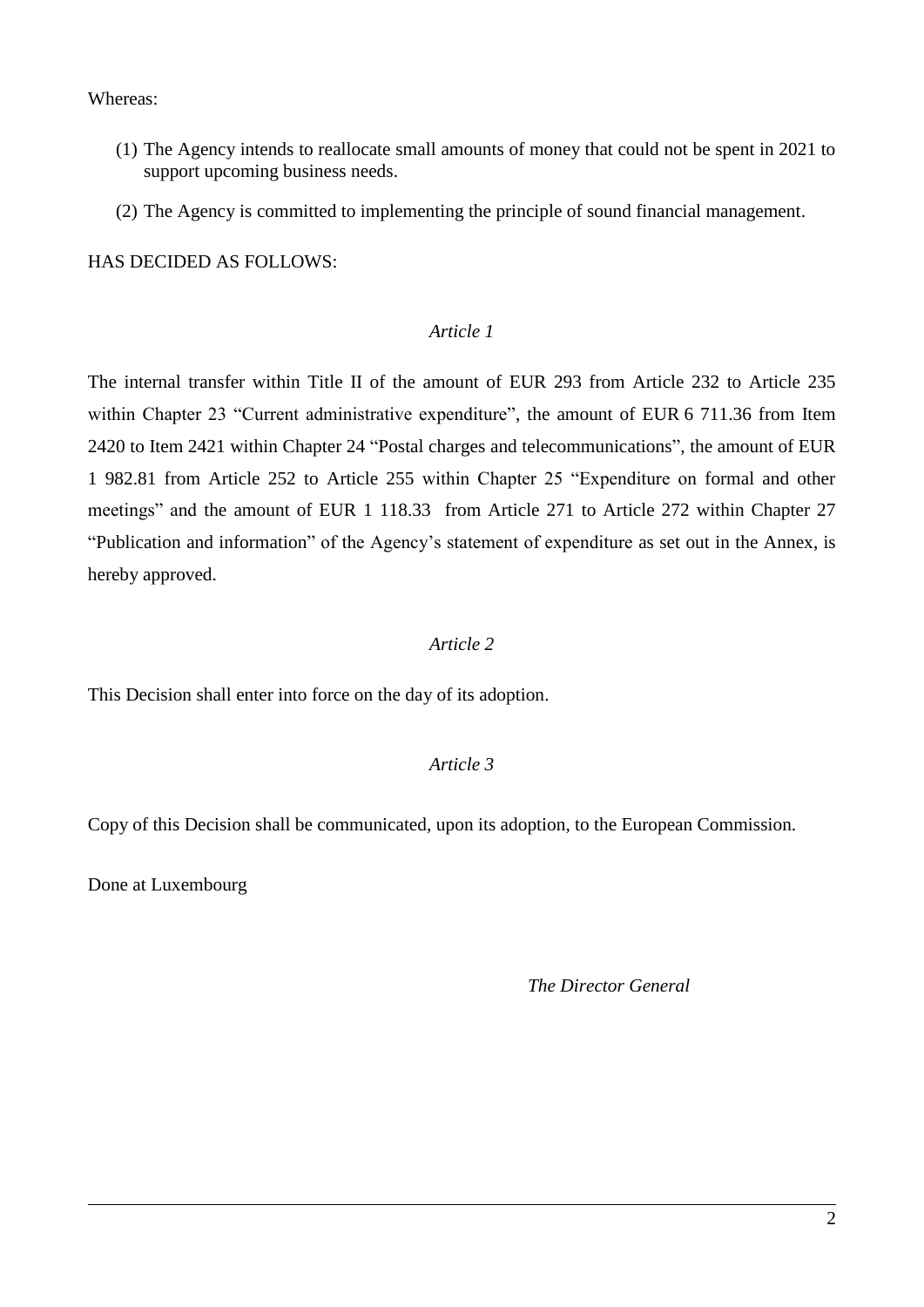Whereas:

(1) The Agency intends to reallocate small amounts of money that could not be spent in 2021 to support upcoming business needs.

(2) The Agency is committed to implementing the principle of sound financial management.

HAS DECIDED AS FOLLOWS:

*Article 1*

The internal transfer within Title II of the amount of EUR 293 from Article 232 to Article 235 within Chapter 23 "Current administrative expenditure", the amount of EUR 6 711.36 from Item 2420 to Item 2421 within Chapter 24 "Postal charges and telecommunications", the amount of EUR 1 982.81 from Article 252 to Article 255 within Chapter 25 "Expenditure on formal and other meetings" and the amount of EUR 1 118.33 from Article 271 to Article 272 within Chapter 27 "Publication and information" of the Agency's statement of expenditure as set out in the Annex, is hereby approved.

*Article 2*

This Decision shall enter into force on the day of its adoption.

*Article 3*

Copy of this Decision shall be communicated, upon its adoption, to the European Commission.

Done at Luxembourg

*The Director General*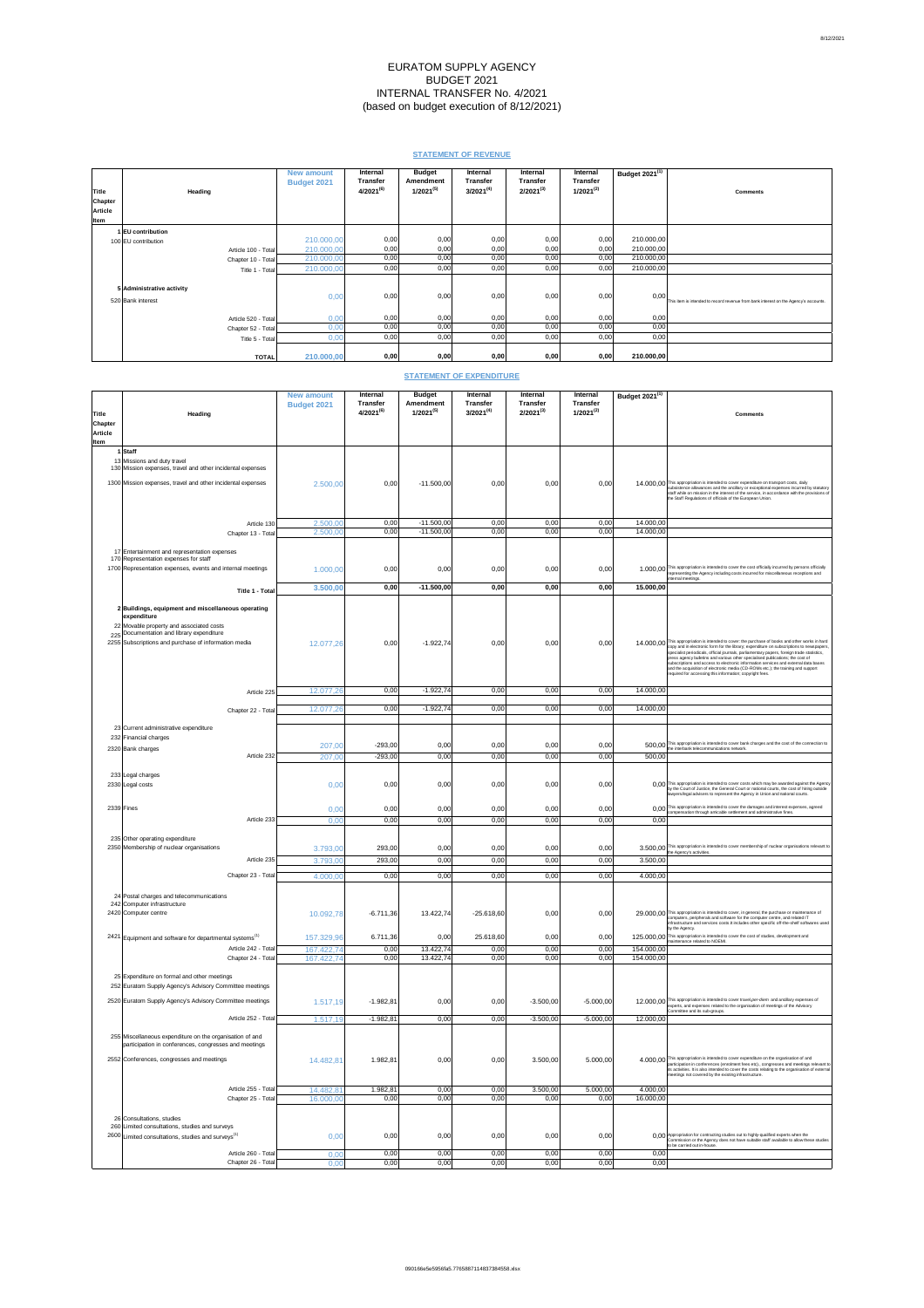# EURATOM SUPPLY AGENCY
## BUDGET 2021
## INTERNAL TRANSFER No. 4/2021
## (based on budget execution of 8/12/2021)

### STATEMENT OF REVENUE

| Title Chapter Article Item | Heading | New amount Budget 2021 | Internal Transfer 4/2021[6] | Budget Amendment 1/2021[5] | Internal Transfer 3/2021[4] | Internal Transfer 2/2021[3] | Internal Transfer 1/2021[2] | Budget 2021[1] | Comments |
|---|---|---|---|---|---|---|---|---|---|
| 1 | **EU contribution** | | | | | | | | |
| 100 | EU contribution | 210.000,00 | 0,00 | 0,00 | 0,00 | 0,00 | 0,00 | 210.000,00 | |
| | Article 100 - Total | 210.000,00 | 0,00 | 0,00 | 0,00 | 0,00 | 0,00 | 210.000,00 | |
| | Chapter 10 - Total | 210.000,00 | 0,00 | 0,00 | 0,00 | 0,00 | 0,00 | 210.000,00 | |
| | Title 1 - Total | 210.000,00 | 0,00 | 0,00 | 0,00 | 0,00 | 0,00 | 210.000,00 | |
| 5 | **Administrative activity** | | | | | | | | |
| 520 | Bank interest | 0,00 | 0,00 | 0,00 | 0,00 | 0,00 | 0,00 | 0,00 | This item is intended to record revenue from bank interest on the Agency's accounts. |
| | Article 520 - Total | 0,00 | 0,00 | 0,00 | 0,00 | 0,00 | 0,00 | 0,00 | |
| | Chapter 52 - Total | 0,00 | 0,00 | 0,00 | 0,00 | 0,00 | 0,00 | 0,00 | |
| | Title 5 - Total | 0,00 | 0,00 | 0,00 | 0,00 | 0,00 | 0,00 | 0,00 | |
| | **TOTAL** | **210.000,00** | **0,00** | **0,00** | **0,00** | **0,00** | **0,00** | **210.000,00** | |

### STATEMENT OF EXPENDITURE

| Title Chapter Article Item | Heading | New amount Budget 2021 | Internal Transfer 4/2021[6] | Budget Amendment 1/2021[5] | Internal Transfer 3/2021[4] | Internal Transfer 2/2021[3] | Internal Transfer 1/2021[2] | Budget 2021[1] | Comments |
|---|---|---|---|---|---|---|---|---|---|
| 1 | **Staff** | | | | | | | | |
| 13 | Missions and duty travel | | | | | | | | |
| 130 | Mission expenses, travel and other incidental expenses | | | | | | | | |
| 1300 | Mission expenses, travel and other incidental expenses | 2.500,00 | 0,00 | -11.500,00 | 0,00 | 0,00 | 0,00 | 14.000,00 | This appropriation is intended to cover expenditure on transport costs, daily subsistence allowances and the ancillary or exceptional expenses incurred by statutory staff while on mission in the interest of the service, in accordance with the provisions of the Staff Regulations of officials of the European Union. |
| | Article 130 | 2.500,00 | 0,00 | -11.500,00 | 0,00 | 0,00 | 0,00 | 14.000,00 | |
| | Chapter 13 - Total | 2.500,00 | 0,00 | -11.500,00 | 0,00 | 0,00 | 0,00 | 14.000,00 | |
| 17 | Entertainment and representation expenses | | | | | | | | |
| 170 | Representation expenses for staff | | | | | | | | |
| 1700 | Representation expenses, events and internal meetings | 1.000,00 | 0,00 | 0,00 | 0,00 | 0,00 | 0,00 | 1.000,00 | This appropriation is intended to cover the cost officially incurred by persons officially representing the Agency including costs incurred for miscellaneous receptions and internal meetings. |
| | **Title 1 - Total** | **3.500,00** | **0,00** | **-11.500,00** | **0,00** | **0,00** | **0,00** | **15.000,00** | |
| 2 | **Buildings, equipment and miscellaneous operating expenditure** | | | | | | | | |
| 22 | Movable property and associated costs | | | | | | | | |
| 225 | Documentation and library expenditure | | | | | | | | |
| 2255 | Subscriptions and purchase of information media | 12.077,26 | 0,00 | -1.922,74 | 0,00 | 0,00 | 0,00 | 14.000,00 | This appropriation is intended to cover: the purchase of books and other works in hard copy and in electronic form for the library; expenditure on subscriptions to newspapers, specialist periodicals, official journals, parliamentary papers, foreign trade statistics, press agency bulletins and various other specialised publications; the cost of subscriptions and access to electronic information services and external data bases and the acquisition of electronic media (CD-ROMs etc.); the training and support required for accessing this information; copyright fees. |
| | Article 225 | 12.077,26 | 0,00 | -1.922,74 | 0,00 | 0,00 | 0,00 | 14.000,00 | |
| | Chapter 22 - Total | 12.077,26 | 0,00 | -1.922,74 | 0,00 | 0,00 | 0,00 | 14.000,00 | |
| 23 | Current administrative expenditure | | | | | | | | |
| 232 | Financial charges | | | | | | | | |
| 2320 | Bank charges | 207,00 | -293,00 | 0,00 | 0,00 | 0,00 | 0,00 | 500,00 | This appropriation is intended to cover bank charges and the cost of the connection to the interbank telecommunications network. |
| | Article 232 | 207,00 | -293,00 | 0,00 | 0,00 | 0,00 | 0,00 | 500,00 | |
| 233 | Legal charges | | | | | | | | |
| 2330 | Legal costs | 0,00 | 0,00 | 0,00 | 0,00 | 0,00 | 0,00 | 0,00 | This appropriation is intended to cover costs which may be awarded against the Agency by the Court of Justice, the General Court or national courts, the cost of hiring outside lawyers/legal advisors to represent the Agency in Union and national courts. |
| 2339 | Fines | 0,00 | 0,00 | 0,00 | 0,00 | 0,00 | 0,00 | 0,00 | This appropriation is intended to cover the damages and interest expenses, agreed compensation through amicable settlement and administrative fines. |
| | Article 233 | 0,00 | 0,00 | 0,00 | 0,00 | 0,00 | 0,00 | 0,00 | |
| 235 | Other operating expenditure | | | | | | | | |
| 2350 | Membership of nuclear organisations | 3.793,00 | 293,00 | 0,00 | 0,00 | 0,00 | 0,00 | 3.500,00 | This appropriation is intended to cover membership of nuclear organisations relevant to the Agency's activities. |
| | Article 235 | 3.793,00 | 293,00 | 0,00 | 0,00 | 0,00 | 0,00 | 3.500,00 | |
| | Chapter 23 - Total | 4.000,00 | 0,00 | 0,00 | 0,00 | 0,00 | 0,00 | 4.000,00 | |
| 24 | Postal charges and telecommunications | | | | | | | | |
| 242 | Computer infrastructure | | | | | | | | |
| 2420 | Computer centre | 10.092,78 | -6.711,36 | 13.422,74 | -25.618,60 | 0,00 | 0,00 | 29.000,00 | This appropriation is intended to cover, in general, the purchase or maintenance of computers, peripherals and software for the computer centre, and related IT infrastructure and services costs.It includes other specific off-the-shelf softwares used by the Agency. |
| 2421 | Equipment and software for departmental systems[1] | 157.329,96 | 6.711,36 | 0,00 | 25.618,60 | 0,00 | 0,00 | 125.000,00 | This appropriation is intended to cover the cost of studies, development and maintenance related to NOEMI. |
| | Article 242 - Total | 167.422,74 | 0,00 | 13.422,74 | 0,00 | 0,00 | 0,00 | 154.000,00 | |
| | Chapter 24 - Total | 167.422,74 | 0,00 | 13.422,74 | 0,00 | 0,00 | 0,00 | 154.000,00 | |
| 25 | Expenditure on formal and other meetings | | | | | | | | |
| 252 | Euratom Supply Agency's Advisory Committee meetings | | | | | | | | |
| 2520 | Euratom Supply Agency's Advisory Committee meetings | 1.517,19 | -1.982,81 | 0,00 | 0,00 | -3.500,00 | -5.000,00 | 12.000,00 | This appropriation is intended to cover travel,per-diem and ancillary expenses of experts, and expenses related to the organisation of meetings of the Advisory Committee and its sub-groups. |
| | Article 252 - Total | 1.517,19 | -1.982,81 | 0,00 | 0,00 | -3.500,00 | -5.000,00 | 12.000,00 | |
| 255 | Miscellaneous expenditure on the organisation of and participation in conferences, congresses and meetings | | | | | | | | |
| 2552 | Conferences, congresses and meetings | 14.482,81 | 1.982,81 | 0,00 | 0,00 | 3.500,00 | 5.000,00 | 4.000,00 | This appropriation is intended to cover expenditure on the organisation of and participation in conferences (enrolment fees etc), congresses and meetings relevant to its activities. It is also intended to cover the costs relating to the organisation of external meetings not covered by the existing infrastructure. |
| | Article 255 - Total | 14.482,81 | 1.982,81 | 0,00 | 0,00 | 3.500,00 | 5.000,00 | 4.000,00 | |
| | Chapter 25 - Total | 16.000,00 | 0,00 | 0,00 | 0,00 | 0,00 | 0,00 | 16.000,00 | |
| 26 | Consultations, studies | | | | | | | | |
| 260 | Limited consultations, studies and surveys | | | | | | | | |
| 2600 | Limited consultations, studies and surveys[1] | 0,00 | 0,00 | 0,00 | 0,00 | 0,00 | 0,00 | 0,00 | Appropriation for contracting studies out to highly-qualified experts when the Commission or the Agency does not have suitable staff available to allow these studies to be carried out in-house. |
| | Article 260 - Total | 0,00 | 0,00 | 0,00 | 0,00 | 0,00 | 0,00 | 0,00 | |
| | Chapter 26 - Total | 0,00 | 0,00 | 0,00 | 0,00 | 0,00 | 0,00 | 0,00 | |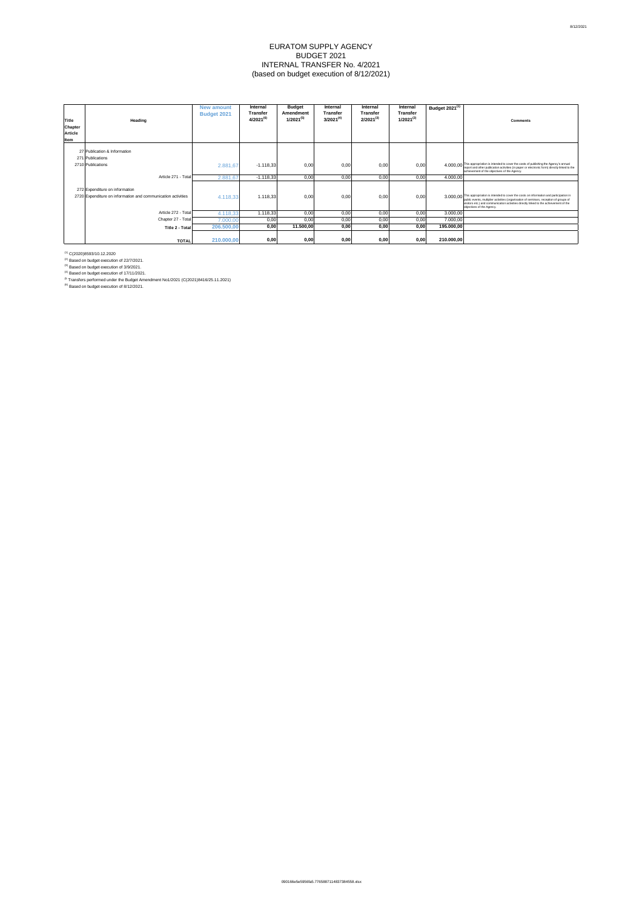# EURATOM SUPPLY AGENCY
## BUDGET 2021
## INTERNAL TRANSFER No. 4/2021
## (based on budget execution of 8/12/2021)

| Title Chapter Article Item | Heading | New amount Budget 2021 | Internal Transfer 4/2021[6] | Budget Amendment 1/2021[5] | Internal Transfer 3/2021[4] | Internal Transfer 2/2021[3] | Internal Transfer 1/2021[2] | Budget 2021[1] | Comments |
|---|---|---|---|---|---|---|---|---|---|
| 27 | Publication & Information | | | | | | | | |
| 271 | Publications | | | | | | | | |
| 2710 | Publications | 2.881,67 | -1.118,33 | 0,00 | 0,00 | 0,00 | 0,00 | 4.000,00 | This appropriation is intended to cover the costs of publishing the Agency's annual report and other publication activities (in paper or electronic form) directly linked to the achievement of the objectives of the Agency. |
| | Article 271 - Total | 2.881,67 | -1.118,33 | 0,00 | 0,00 | 0,00 | 0,00 | 4.000,00 | |
| 272 | Expenditure on information | | | | | | | | |
| 2720 | Expenditure on information and communication activities | 4.118,33 | 1.118,33 | 0,00 | 0,00 | 0,00 | 0,00 | 3.000,00 | This appropriation is intended to cover the costs on information and participation in public events, multiplier activities (organisation of seminars, reception of groups of visitors etc.) and communication activities directly linked to the achievement of the objectives of the Agency. |
| | Article 272 - Total | 4.118,33 | 1.118,33 | 0,00 | 0,00 | 0,00 | 0,00 | 3.000,00 | |
| | Chapter 27 - Total | 7.000,00 | 0,00 | 0,00 | 0,00 | 0,00 | 0,00 | 7.000,00 | |
| | **Title 2 - Total** | **206.500,00** | **0,00** | **11.500,00** | **0,00** | **0,00** | **0,00** | **195.000,00** | |
| | **TOTAL** | **210.000,00** | **0,00** | **0,00** | **0,00** | **0,00** | **0,00** | **210.000,00** | |

[1] C(2020)8593/10.12.2020

[2] Based on budget execution of 22/7/2021.

[3] Based on budget execution of 3/9/2021.

[4] Based on budget execution of 17/11/2021.

[5] Transfers performed under the Budget Amendment No1/2021 (C(2021)8416/25.11.2021)

[6] Based on budget execution of 8/12/2021.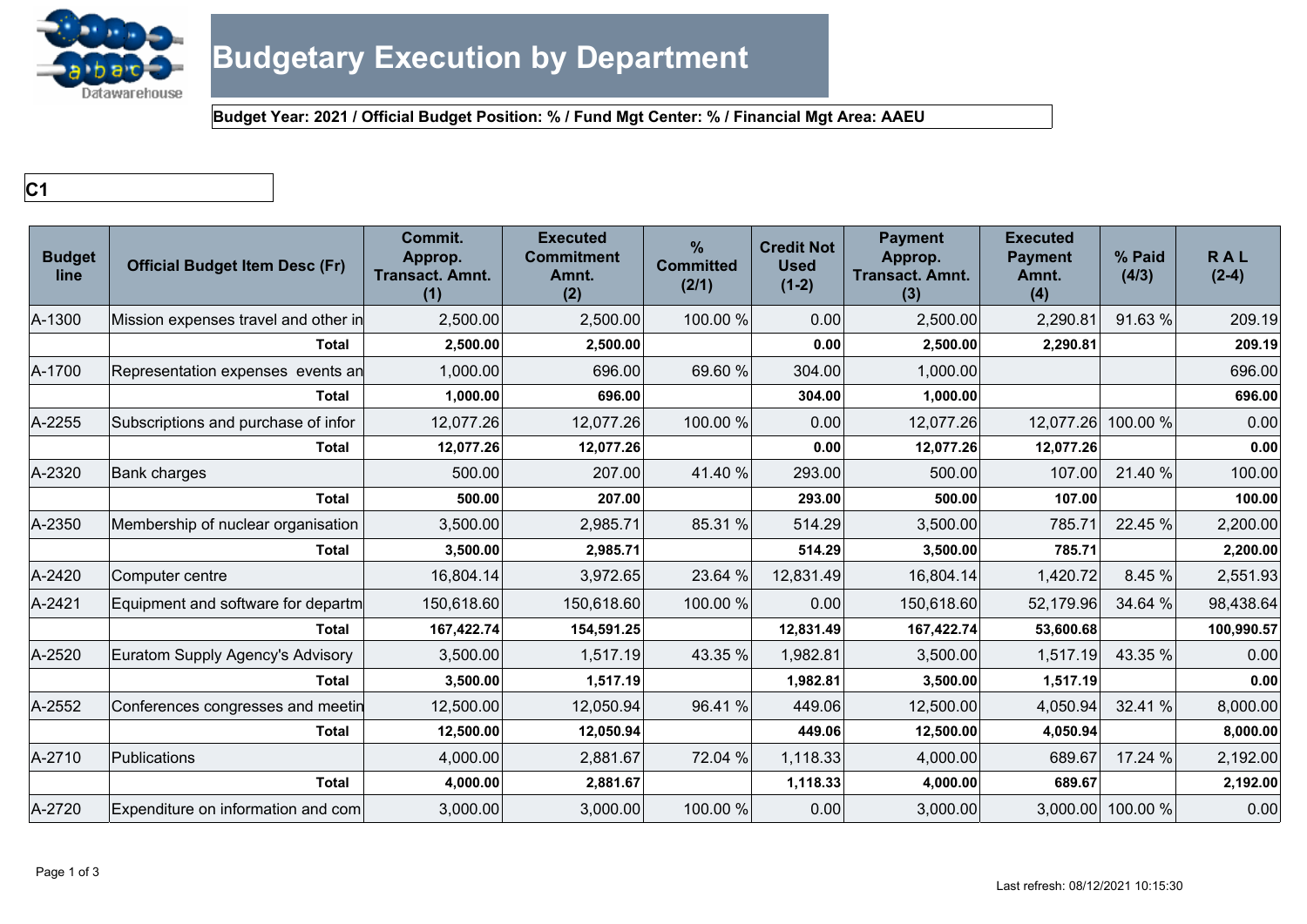# Budgetary Execution by Department

**Budget Year: 2021 / Official Budget Position: % / Fund Mgt Center: % / Financial Mgt Area: AAEU**

**C1**

| Budget line | Official Budget Item Desc (Fr) | Commit. Approp. Transact. Amnt. (1) | Executed Commitment Amnt. (2) | % Committed (2/1) | Credit Not Used (1-2) | Payment Approp. Transact. Amnt. (3) | Executed Payment Amnt. (4) | % Paid (4/3) | R A L (2-4) |
|---|---|---|---|---|---|---|---|---|---|
| A-1300 | Mission expenses travel and other in | 2,500.00 | 2,500.00 | 100.00 % | 0.00 | 2,500.00 | 2,290.81 | 91.63 % | 209.19 |
| | **Total** | **2,500.00** | **2,500.00** | | **0.00** | **2,500.00** | **2,290.81** | | **209.19** |
| A-1700 | Representation expenses events an | 1,000.00 | 696.00 | 69.60 % | 304.00 | 1,000.00 | | | 696.00 |
| | **Total** | **1,000.00** | **696.00** | | **304.00** | **1,000.00** | | | **696.00** |
| A-2255 | Subscriptions and purchase of infor | 12,077.26 | 12,077.26 | 100.00 % | 0.00 | 12,077.26 | 12,077.26 | 100.00 % | 0.00 |
| | **Total** | **12,077.26** | **12,077.26** | | **0.00** | **12,077.26** | **12,077.26** | | **0.00** |
| A-2320 | Bank charges | 500.00 | 207.00 | 41.40 % | 293.00 | 500.00 | 107.00 | 21.40 % | 100.00 |
| | **Total** | **500.00** | **207.00** | | **293.00** | **500.00** | **107.00** | | **100.00** |
| A-2350 | Membership of nuclear organisation | 3,500.00 | 2,985.71 | 85.31 % | 514.29 | 3,500.00 | 785.71 | 22.45 % | 2,200.00 |
| | **Total** | **3,500.00** | **2,985.71** | | **514.29** | **3,500.00** | **785.71** | | **2,200.00** |
| A-2420 | Computer centre | 16,804.14 | 3,972.65 | 23.64 % | 12,831.49 | 16,804.14 | 1,420.72 | 8.45 % | 2,551.93 |
| A-2421 | Equipment and software for departm | 150,618.60 | 150,618.60 | 100.00 % | 0.00 | 150,618.60 | 52,179.96 | 34.64 % | 98,438.64 |
| | **Total** | **167,422.74** | **154,591.25** | | **12,831.49** | **167,422.74** | **53,600.68** | | **100,990.57** |
| A-2520 | Euratom Supply Agency's Advisory | 3,500.00 | 1,517.19 | 43.35 % | 1,982.81 | 3,500.00 | 1,517.19 | 43.35 % | 0.00 |
| | **Total** | **3,500.00** | **1,517.19** | | **1,982.81** | **3,500.00** | **1,517.19** | | **0.00** |
| A-2552 | Conferences congresses and meetin | 12,500.00 | 12,050.94 | 96.41 % | 449.06 | 12,500.00 | 4,050.94 | 32.41 % | 8,000.00 |
| | **Total** | **12,500.00** | **12,050.94** | | **449.06** | **12,500.00** | **4,050.94** | | **8,000.00** |
| A-2710 | Publications | 4,000.00 | 2,881.67 | 72.04 % | 1,118.33 | 4,000.00 | 689.67 | 17.24 % | 2,192.00 |
| | **Total** | **4,000.00** | **2,881.67** | | **1,118.33** | **4,000.00** | **689.67** | | **2,192.00** |
| A-2720 | Expenditure on information and com | 3,000.00 | 3,000.00 | 100.00 % | 0.00 | 3,000.00 | 3,000.00 | 100.00 % | 0.00 |

Last refresh: 08/12/2021 10:15:30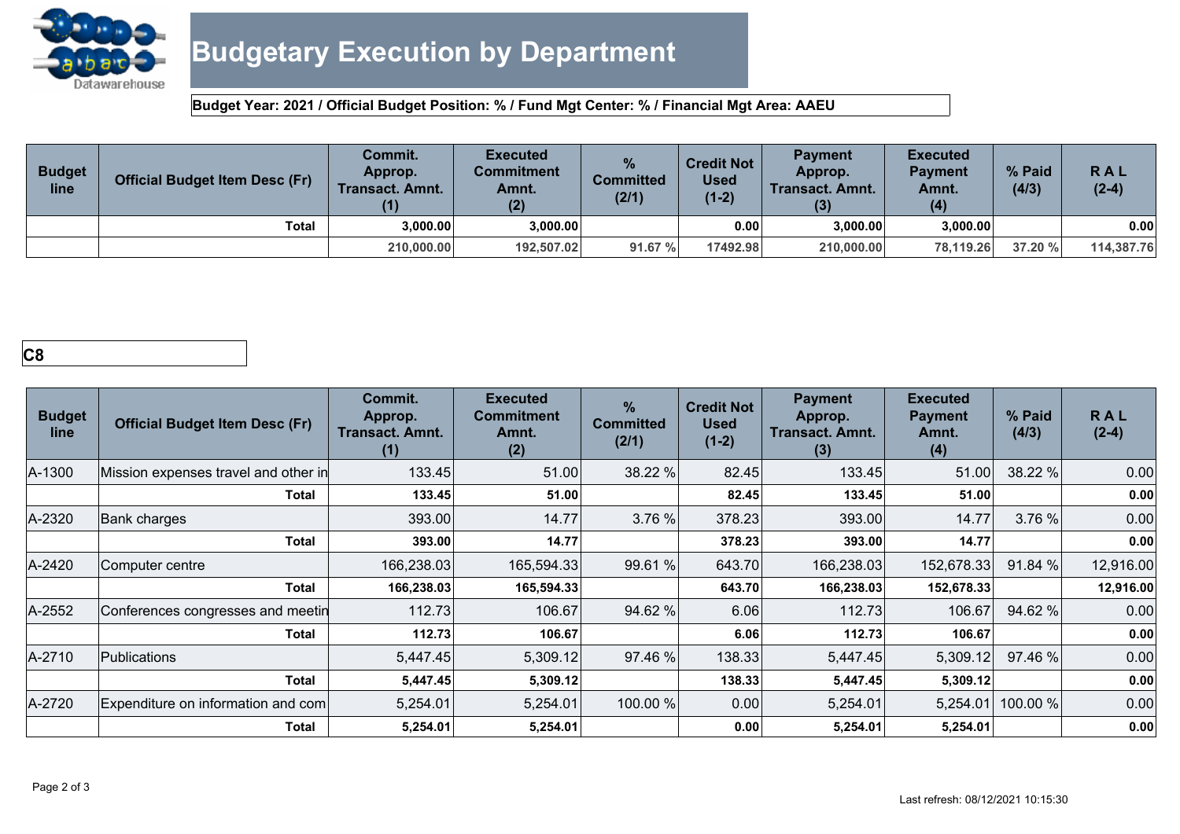# Budgetary Execution by Department

**Budget Year: 2021 / Official Budget Position: % / Fund Mgt Center: % / Financial Mgt Area: AAEU**

| Budget line | Official Budget Item Desc (Fr) | Commit. Approp. Transact. Amnt. (1) | Executed Commitment Amnt. (2) | % Committed (2/1) | Credit Not Used (1-2) | Payment Approp. Transact. Amnt. (3) | Executed Payment Amnt. (4) | % Paid (4/3) | R A L (2-4) |
|---|---|---|---|---|---|---|---|---|---|
| | **Total** | **3,000.00** | **3,000.00** | | **0.00** | **3,000.00** | **3,000.00** | | **0.00** |
| | | **210,000.00** | **192,507.02** | **91.67 %** | **17492.98** | **210,000.00** | **78,119.26** | **37.20 %** | **114,387.76** |

**C8**

| Budget line | Official Budget Item Desc (Fr) | Commit. Approp. Transact. Amnt. (1) | Executed Commitment Amnt. (2) | % Committed (2/1) | Credit Not Used (1-2) | Payment Approp. Transact. Amnt. (3) | Executed Payment Amnt. (4) | % Paid (4/3) | R A L (2-4) |
|---|---|---|---|---|---|---|---|---|---|
| A-1300 | Mission expenses travel and other in | 133.45 | 51.00 | 38.22 % | 82.45 | 133.45 | 51.00 | 38.22 % | 0.00 |
| | **Total** | **133.45** | **51.00** | | **82.45** | **133.45** | **51.00** | | **0.00** |
| A-2320 | Bank charges | 393.00 | 14.77 | 3.76 % | 378.23 | 393.00 | 14.77 | 3.76 % | 0.00 |
| | **Total** | **393.00** | **14.77** | | **378.23** | **393.00** | **14.77** | | **0.00** |
| A-2420 | Computer centre | 166,238.03 | 165,594.33 | 99.61 % | 643.70 | 166,238.03 | 152,678.33 | 91.84 % | 12,916.00 |
| | **Total** | **166,238.03** | **165,594.33** | | **643.70** | **166,238.03** | **152,678.33** | | **12,916.00** |
| A-2552 | Conferences congresses and meetin | 112.73 | 106.67 | 94.62 % | 6.06 | 112.73 | 106.67 | 94.62 % | 0.00 |
| | **Total** | **112.73** | **106.67** | | **6.06** | **112.73** | **106.67** | | **0.00** |
| A-2710 | Publications | 5,447.45 | 5,309.12 | 97.46 % | 138.33 | 5,447.45 | 5,309.12 | 97.46 % | 0.00 |
| | **Total** | **5,447.45** | **5,309.12** | | **138.33** | **5,447.45** | **5,309.12** | | **0.00** |
| A-2720 | Expenditure on information and com | 5,254.01 | 5,254.01 | 100.00 % | 0.00 | 5,254.01 | 5,254.01 | 100.00 % | 0.00 |
| | **Total** | **5,254.01** | **5,254.01** | | **0.00** | **5,254.01** | **5,254.01** | | **0.00** |

Last refresh: 08/12/2021 10:15:30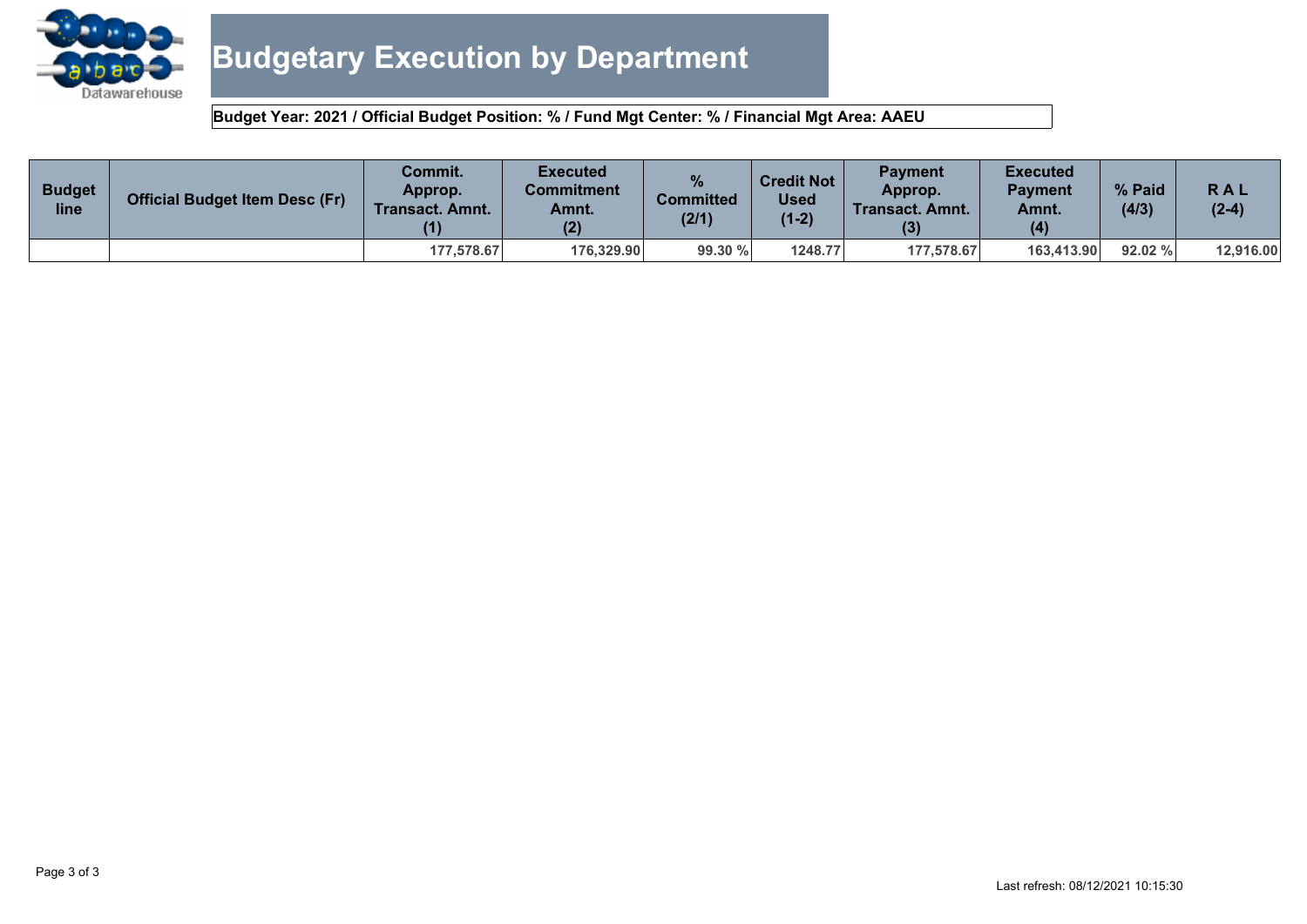# Budgetary Execution by Department

**Budget Year: 2021 / Official Budget Position: % / Fund Mgt Center: % / Financial Mgt Area: AAEU**

| Budget line | Official Budget Item Desc (Fr) | Commit. Approp. Transact. Amnt. (1) | Executed Commitment Amnt. (2) | % Committed (2/1) | Credit Not Used (1-2) | Payment Approp. Transact. Amnt. (3) | Executed Payment Amnt. (4) | % Paid (4/3) | R A L (2-4) |
|---|---|---|---|---|---|---|---|---|---|
| | | 177,578.67 | 176,329.90 | 99.30 % | 1248.77 | 177,578.67 | 163,413.90 | 92.02 % | 12,916.00 |

Last refresh: 08/12/2021 10:15:30